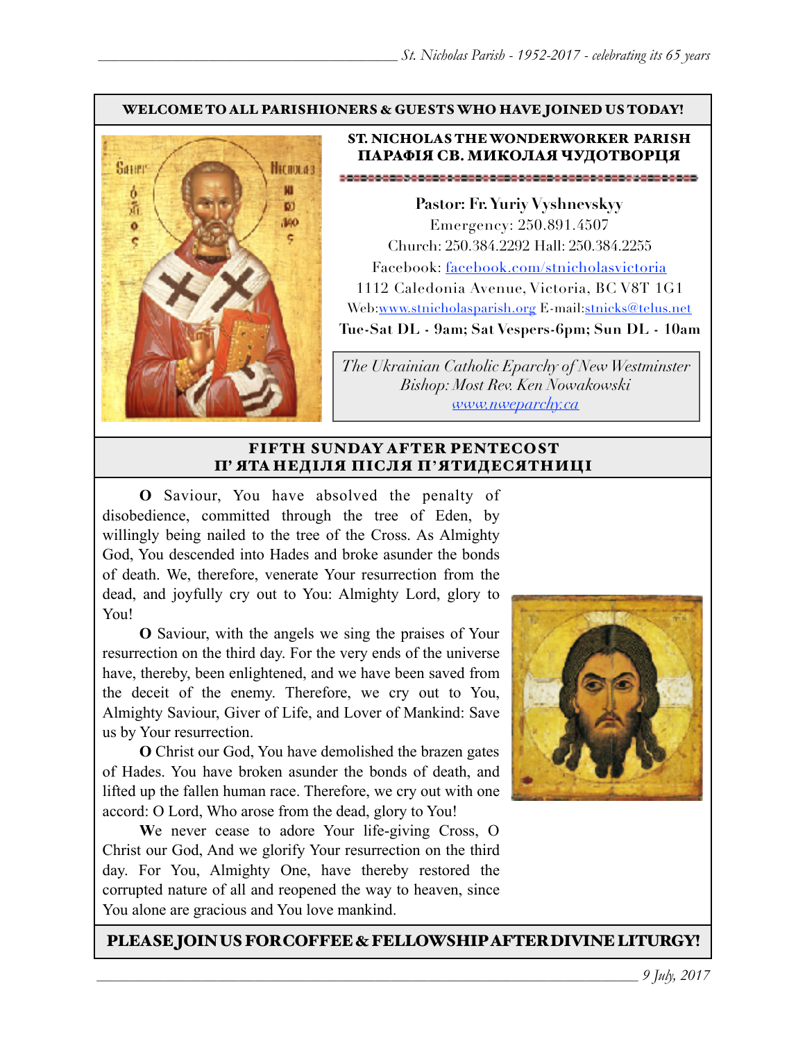**WELCOME TO ALL PARISHIONERS & GUESTS WHO HAVE JOINED US TODAY!**

**ST. NICHOLAS THE WONDERWORKER PARISH**
**ПАРАФІЯ СВ. МИКОЛАЯ ЧУДОТВОРЦЯ**

**Pastor: Fr. Yuriy Vyshnevskyy**
Emergency: 250.891.4507
Church: 250.384.2292 Hall: 250.384.2255
Facebook: facebook.com/stnicholasvictoria
1112 Caledonia Avenue, Victoria, BC V8T 1G1
Web:www.stnicholasparish.org E-mail:stnicks@telus.net
**Tue-Sat DL - 9am; Sat Vespers-6pm; Sun DL - 10am**

*The Ukrainian Catholic Eparchy of New Westminster*
*Bishop: Most Rev. Ken Nowakowski*
*www.nweparchy.ca*

## FIFTH SUNDAY AFTER PENTECOST
## П'ЯТА НЕДІЛЯ ПІСЛЯ П'ЯТИДЕСЯТНИЦІ

**O** Saviour, You have absolved the penalty of disobedience, committed through the tree of Eden, by willingly being nailed to the tree of the Cross. As Almighty God, You descended into Hades and broke asunder the bonds of death. We, therefore, venerate Your resurrection from the dead, and joyfully cry out to You: Almighty Lord, glory to You!

**O** Saviour, with the angels we sing the praises of Your resurrection on the third day. For the very ends of the universe have, thereby, been enlightened, and we have been saved from the deceit of the enemy. Therefore, we cry out to You, Almighty Saviour, Giver of Life, and Lover of Mankind: Save us by Your resurrection.

**O** Christ our God, You have demolished the brazen gates of Hades. You have broken asunder the bonds of death, and lifted up the fallen human race. Therefore, we cry out with one accord: O Lord, Who arose from the dead, glory to You!

**W**e never cease to adore Your life-giving Cross, O Christ our God, And we glorify Your resurrection on the third day. For You, Almighty One, have thereby restored the corrupted nature of all and reopened the way to heaven, since You alone are gracious and You love mankind.

**PLEASE JOIN US FOR COFFEE & FELLOWSHIP AFTER DIVINE LITURGY!**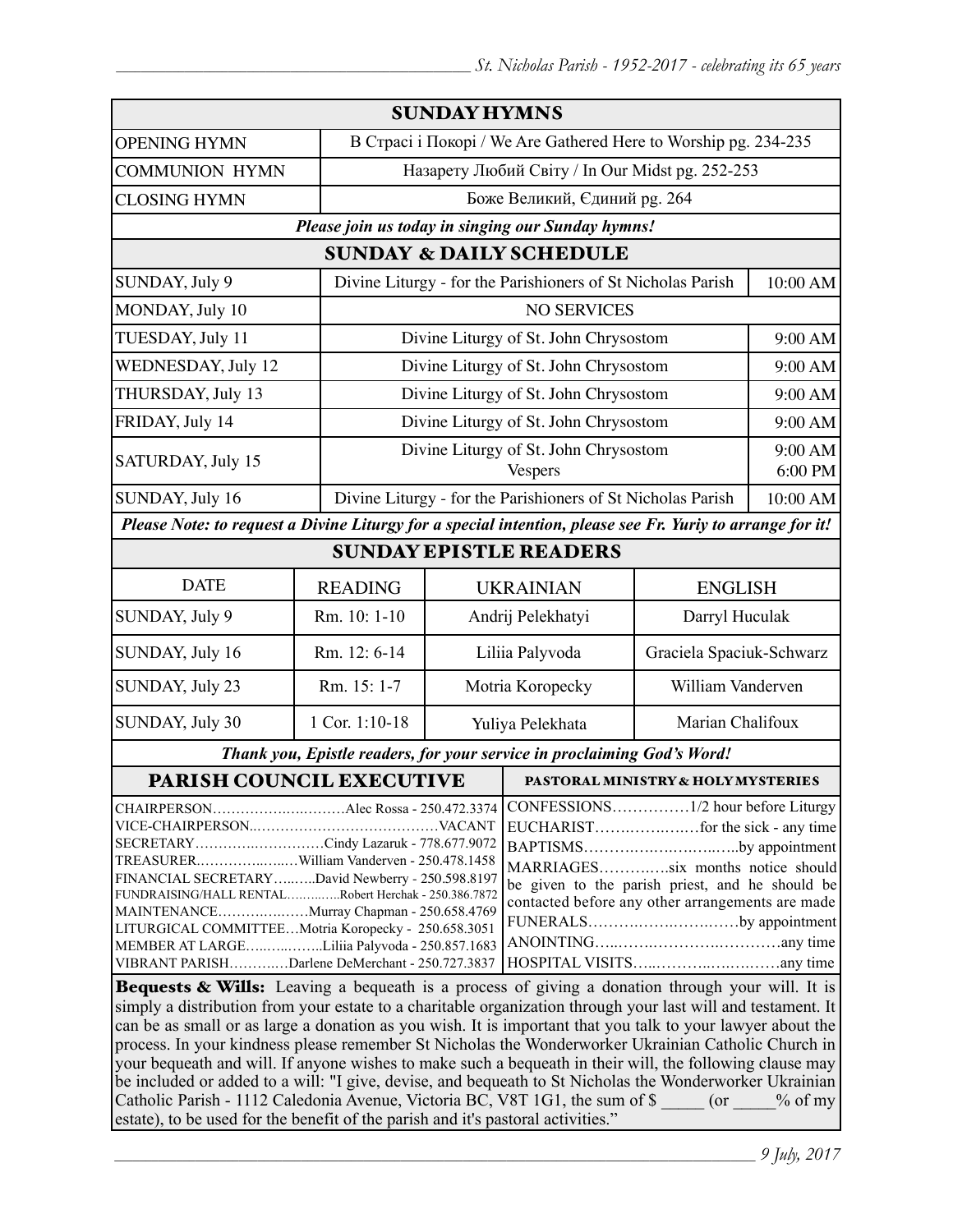## SUNDAY HYMNS

| | |
|---|---|
| OPENING HYMN | В Страсі і Покорі / We Are Gathered Here to Worship pg. 234-235 |
| COMMUNION HYMN | Назарету Любий Світу / In Our Midst pg. 252-253 |
| CLOSING HYMN | Боже Великий, Єдиний pg. 264 |

***Please join us today in singing our Sunday hymns!***

## SUNDAY & DAILY SCHEDULE

| | | |
|---|---|---|
| SUNDAY, July 9 | Divine Liturgy - for the Parishioners of St Nicholas Parish | 10:00 AM |
| MONDAY, July 10 | NO SERVICES | |
| TUESDAY, July 11 | Divine Liturgy of St. John Chrysostom | 9:00 AM |
| WEDNESDAY, July 12 | Divine Liturgy of St. John Chrysostom | 9:00 AM |
| THURSDAY, July 13 | Divine Liturgy of St. John Chrysostom | 9:00 AM |
| FRIDAY, July 14 | Divine Liturgy of St. John Chrysostom | 9:00 AM |
| SATURDAY, July 15 | Divine Liturgy of St. John Chrysostom<br>Vespers | 9:00 AM<br>6:00 PM |
| SUNDAY, July 16 | Divine Liturgy - for the Parishioners of St Nicholas Parish | 10:00 AM |

***Please Note: to request a Divine Liturgy for a special intention, please see Fr. Yuriy to arrange for it!***

## SUNDAY EPISTLE READERS

| DATE | READING | UKRAINIAN | ENGLISH |
|---|---|---|---|
| SUNDAY, July 9 | Rm. 10: 1-10 | Andrij Pelekhatyi | Darryl Huculak |
| SUNDAY, July 16 | Rm. 12: 6-14 | Liliia Palyvoda | Graciela Spaciuk-Schwarz |
| SUNDAY, July 23 | Rm. 15: 1-7 | Motria Koropecky | William Vanderven |
| SUNDAY, July 30 | 1 Cor. 1:10-18 | Yuliya Pelekhata | Marian Chalifoux |

***Thank you, Epistle readers, for your service in proclaiming God's Word!***

## PARISH COUNCIL EXECUTIVE

CHAIRPERSON……………………Alec Rossa - 250.472.3374
VICE-CHAIRPERSON……………………………VACANT
SECRETARY……………………Cindy Lazaruk - 778.677.9072
TREASURER……………William Vanderven - 250.478.1458
FINANCIAL SECRETARY……David Newberry - 250.598.8197
FUNDRAISING/HALL RENTAL…………Robert Herchak - 250.386.7872
MAINTENANCE……………Murray Chapman - 250.658.4769
LITURGICAL COMMITTEE…Motria Koropecky - 250.658.3051
MEMBER AT LARGE……………Liliia Palyvoda - 250.857.1683
VIBRANT PARISH…………Darlene DeMerchant - 250.727.3837

## PASTORAL MINISTRY & HOLY MYSTERIES

CONFESSIONS……………1/2 hour before Liturgy
EUCHARIST……………for the sick - any time
BAPTISMS……………………by appointment
MARRIAGES…………six months notice should be given to the parish priest, and he should be contacted before any other arrangements are made
FUNERALS……………………by appointment
ANOINTING……………………………any time
HOSPITAL VISITS……………………any time

**Bequests & Wills:** Leaving a bequeath is a process of giving a donation through your will. It is simply a distribution from your estate to a charitable organization through your last will and testament. It can be as small or as large a donation as you wish. It is important that you talk to your lawyer about the process. In your kindness please remember St Nicholas the Wonderworker Ukrainian Catholic Church in your bequeath and will. If anyone wishes to make such a bequeath in their will, the following clause may be included or added to a will: "I give, devise, and bequeath to St Nicholas the Wonderworker Ukrainian Catholic Parish - 1112 Caledonia Avenue, Victoria BC, V8T 1G1, the sum of $ _____ (or _____% of my estate), to be used for the benefit of the parish and it's pastoral activities."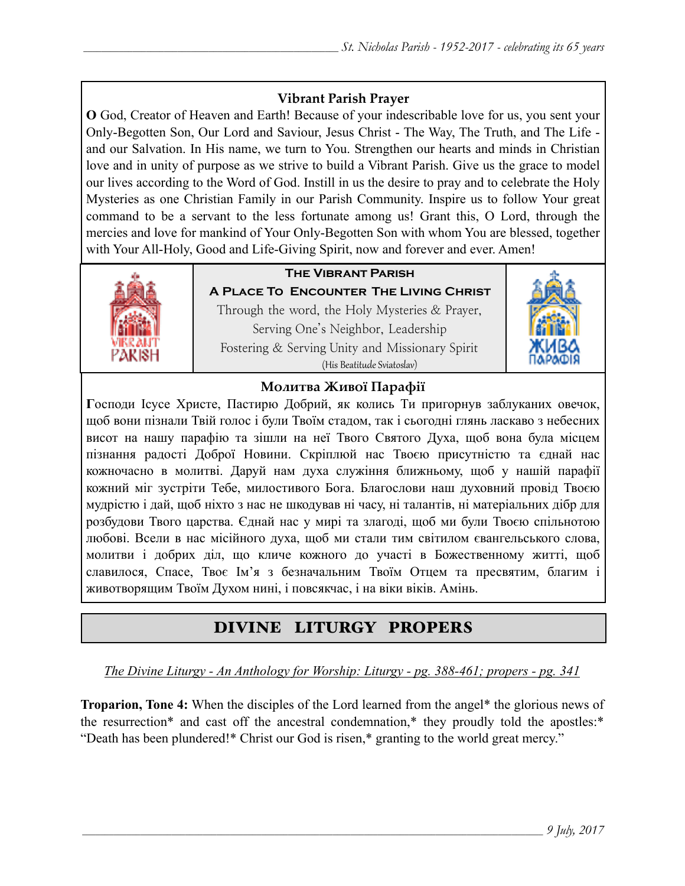### Vibrant Parish Prayer

**O** God, Creator of Heaven and Earth! Because of your indescribable love for us, you sent your Only-Begotten Son, Our Lord and Saviour, Jesus Christ - The Way, The Truth, and The Life - and our Salvation. In His name, we turn to You. Strengthen our hearts and minds in Christian love and in unity of purpose as we strive to build a Vibrant Parish. Give us the grace to model our lives according to the Word of God. Instill in us the desire to pray and to celebrate the Holy Mysteries as one Christian Family in our Parish Community. Inspire us to follow Your great command to be a servant to the less fortunate among us! Grant this, O Lord, through the mercies and love for mankind of Your Only-Begotten Son with whom You are blessed, together with Your All-Holy, Good and Life-Giving Spirit, now and forever and ever. Amen!

**The Vibrant Parish**

**A Place To Encounter The Living Christ**

Through the word, the Holy Mysteries & Prayer,
Serving One's Neighbor, Leadership
Fostering & Serving Unity and Missionary Spirit
(His Beatitude Sviatoslav)

### Молитва Живої Парафії

**Г**осподи Ісусе Христе, Пастирю Добрий, як колись Ти пригорнув заблуканих овечок, щоб вони пізнали Твій голос і були Твоїм стадом, так і сьогодні глянь ласкаво з небесних висот на нашу парафію та зішли на неї Твого Святого Духа, щоб вона була місцем пізнання радості Доброї Новини. Скріплюй нас Твоєю присутністю та єднай нас кожночасно в молитві. Даруй нам духа служіння ближньому, щоб у нашій парафії кожний міг зустріти Тебе, милостивого Бога. Благослови наш духовний провід Твоєю мудрістю і дай, щоб ніхто з нас не шкодував ні часу, ні талантів, ні матеріальних дібр для розбудови Твого царства. Єднай нас у мирі та злагоді, щоб ми були Твоєю спільнотою любові. Всели в нас місійного духа, щоб ми стали тим світилом євангельського слова, молитви і добрих діл, що кличе кожного до участі в Божественному житті, щоб славилося, Спасе, Твоє Ім'я з безначальним Твоїм Отцем та пресвятим, благим і животворящим Твоїм Духом нині, і повсякчас, і на віки віків. Амінь.

## DIVINE LITURGY PROPERS

*The Divine Liturgy - An Anthology for Worship: Liturgy - pg. 388-461; propers - pg. 341*

**Troparion, Tone 4:** When the disciples of the Lord learned from the angel* the glorious news of the resurrection* and cast off the ancestral condemnation,* they proudly told the apostles:* "Death has been plundered!* Christ our God is risen,* granting to the world great mercy."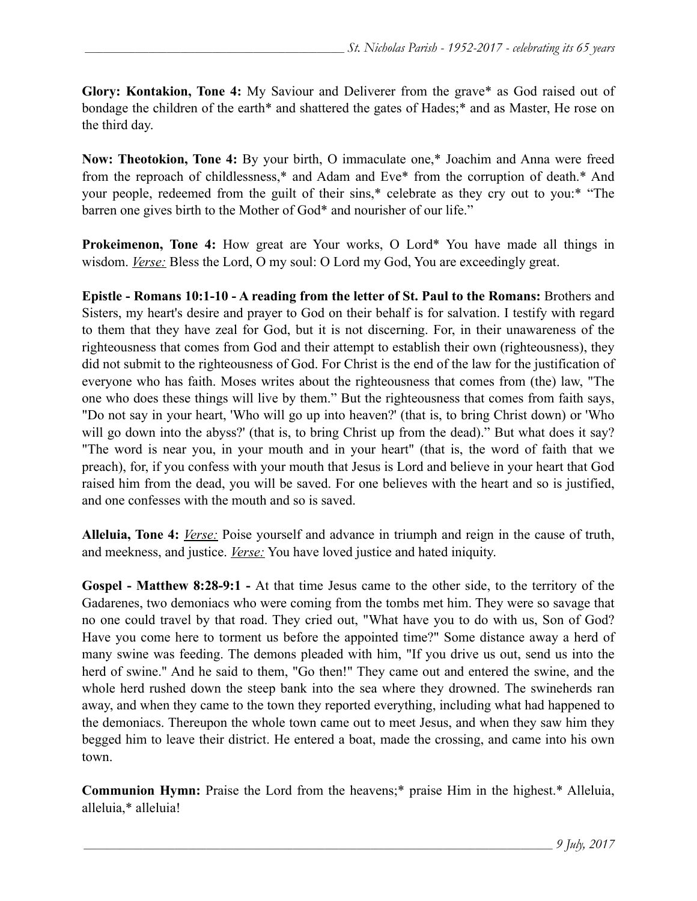**Glory: Kontakion, Tone 4:** My Saviour and Deliverer from the grave* as God raised out of bondage the children of the earth* and shattered the gates of Hades;* and as Master, He rose on the third day.

**Now: Theotokion, Tone 4:** By your birth, O immaculate one,* Joachim and Anna were freed from the reproach of childlessness,* and Adam and Eve* from the corruption of death.* And your people, redeemed from the guilt of their sins,* celebrate as they cry out to you:* "The barren one gives birth to the Mother of God* and nourisher of our life."

**Prokeimenon, Tone 4:** How great are Your works, O Lord* You have made all things in wisdom. *Verse:* Bless the Lord, O my soul: O Lord my God, You are exceedingly great.

**Epistle - Romans 10:1-10 - A reading from the letter of St. Paul to the Romans:** Brothers and Sisters, my heart's desire and prayer to God on their behalf is for salvation. I testify with regard to them that they have zeal for God, but it is not discerning. For, in their unawareness of the righteousness that comes from God and their attempt to establish their own (righteousness), they did not submit to the righteousness of God. For Christ is the end of the law for the justification of everyone who has faith. Moses writes about the righteousness that comes from (the) law, "The one who does these things will live by them." But the righteousness that comes from faith says, "Do not say in your heart, 'Who will go up into heaven?' (that is, to bring Christ down) or 'Who will go down into the abyss?' (that is, to bring Christ up from the dead)." But what does it say? "The word is near you, in your mouth and in your heart" (that is, the word of faith that we preach), for, if you confess with your mouth that Jesus is Lord and believe in your heart that God raised him from the dead, you will be saved. For one believes with the heart and so is justified, and one confesses with the mouth and so is saved.

**Alleluia, Tone 4:** *Verse:* Poise yourself and advance in triumph and reign in the cause of truth, and meekness, and justice. *Verse:* You have loved justice and hated iniquity.

**Gospel - Matthew 8:28-9:1 -** At that time Jesus came to the other side, to the territory of the Gadarenes, two demoniacs who were coming from the tombs met him. They were so savage that no one could travel by that road. They cried out, "What have you to do with us, Son of God? Have you come here to torment us before the appointed time?" Some distance away a herd of many swine was feeding. The demons pleaded with him, "If you drive us out, send us into the herd of swine." And he said to them, "Go then!" They came out and entered the swine, and the whole herd rushed down the steep bank into the sea where they drowned. The swineherds ran away, and when they came to the town they reported everything, including what had happened to the demoniacs. Thereupon the whole town came out to meet Jesus, and when they saw him they begged him to leave their district. He entered a boat, made the crossing, and came into his own town.

**Communion Hymn:** Praise the Lord from the heavens;* praise Him in the highest.* Alleluia, alleluia,* alleluia!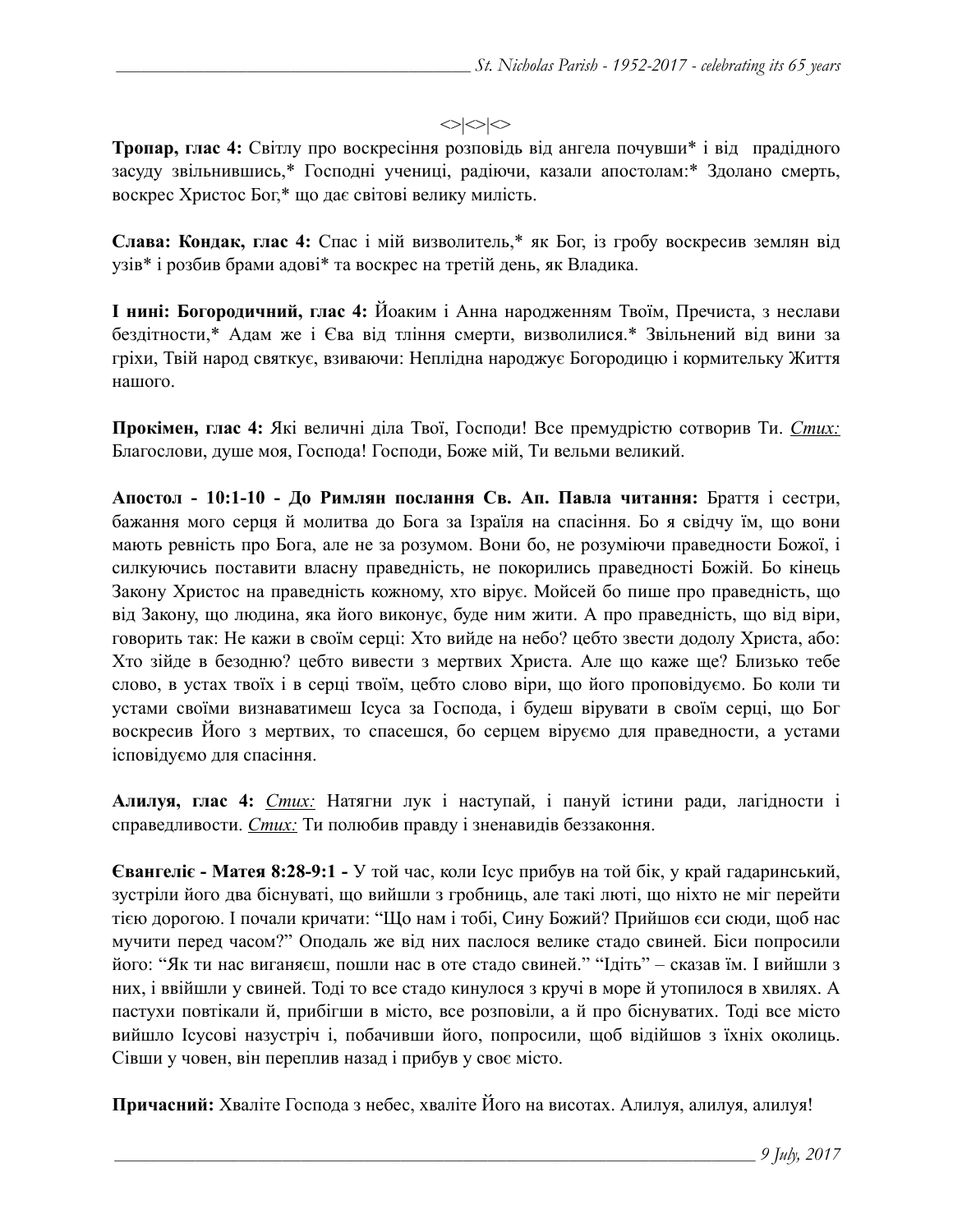<>|<>|<>

**Тропар, глас 4:** Світлу про воскресіння розповідь від ангела почувши* і від прадідного засуду звільнившись,* Господні учениці, радіючи, казали апостолам:* Здолано смерть, воскрес Христос Бог,* що дає світові велику милість.

**Слава: Кондак, глас 4:** Спас і мій визволитель,* як Бог, із гробу воскресив землян від узів* і розбив брами адові* та воскрес на третій день, як Владика.

**І нині: Богородичний, глас 4:** Йоаким і Анна народженням Твоїм, Пречиста, з неслави бездітности,* Адам же і Єва від тління смерти, визволилися.* Звільнений від вини за гріхи, Твій народ святкує, взиваючи: Неплідна народжує Богородицю і кормительку Життя нашого.

**Прокімен, глас 4:** Які величні діла Твої, Господи! Все премудрістю сотворив Ти. *Стих:* Благослови, душе моя, Господа! Господи, Боже мій, Ти вельми великий.

**Апостол - 10:1-10 - До Римлян послання Св. Ап. Павла читання:** Браття і сестри, бажання мого серця й молитва до Бога за Ізраїля на спасіння. Бо я свідчу їм, що вони мають ревність про Бога, але не за розумом. Вони бо, не розуміючи праведности Божої, і силкуючись поставити власну праведність, не покорились праведності Божій. Бо кінець Закону Христос на праведність кожному, хто вірує. Мойсей бо пише про праведність, що від Закону, що людина, яка його виконує, буде ним жити. А про праведність, що від віри, говорить так: Не кажи в своїм серці: Хто вийде на небо? цебто звести додолу Христа, або: Хто зійде в безодню? цебто вивести з мертвих Христа. Але що каже ще? Близько тебе слово, в устах твоїх і в серці твоїм, цебто слово віри, що його проповідуємо. Бо коли ти устами своїми визнаватимеш Ісуса за Господа, і будеш вірувати в своїм серці, що Бог воскресив Його з мертвих, то спасешся, бо серцем віруємо для праведности, а устами ісповідуємо для спасіння.

**Алилуя, глас 4:** *Стих:* Натягни лук і наступай, і пануй істини ради, лагідности і справедливости. *Стих:* Ти полюбив правду і зненавидів беззаконня.

**Євангеліє - Матея 8:28-9:1 -** У той час, коли Ісус прибув на той бік, у край гадаринський, зустріли його два біснуваті, що вийшли з гробниць, але такі люті, що ніхто не міг перейти тією дорогою. І почали кричати: "Що нам і тобі, Сину Божий? Прийшов єси сюди, щоб нас мучити перед часом?" Оподаль же від них паслося велике стадо свиней. Біси попросили його: "Як ти нас виганяєш, пошли нас в оте стадо свиней." "Ідіть" – сказав їм. І вийшли з них, і ввійшли у свиней. Тоді то все стадо кинулося з кручі в море й утопилося в хвилях. А пастухи повтікали й, прибігши в місто, все розповіли, а й про біснуватих. Тоді все місто вийшло Ісусові назустріч і, побачивши його, попросили, щоб відійшов з їхніх околиць. Сівши у човен, він переплив назад і прибув у своє місто.

**Причасний:** Хваліте Господа з небес, хваліте Його на висотах. Алилуя, алилуя, алилуя!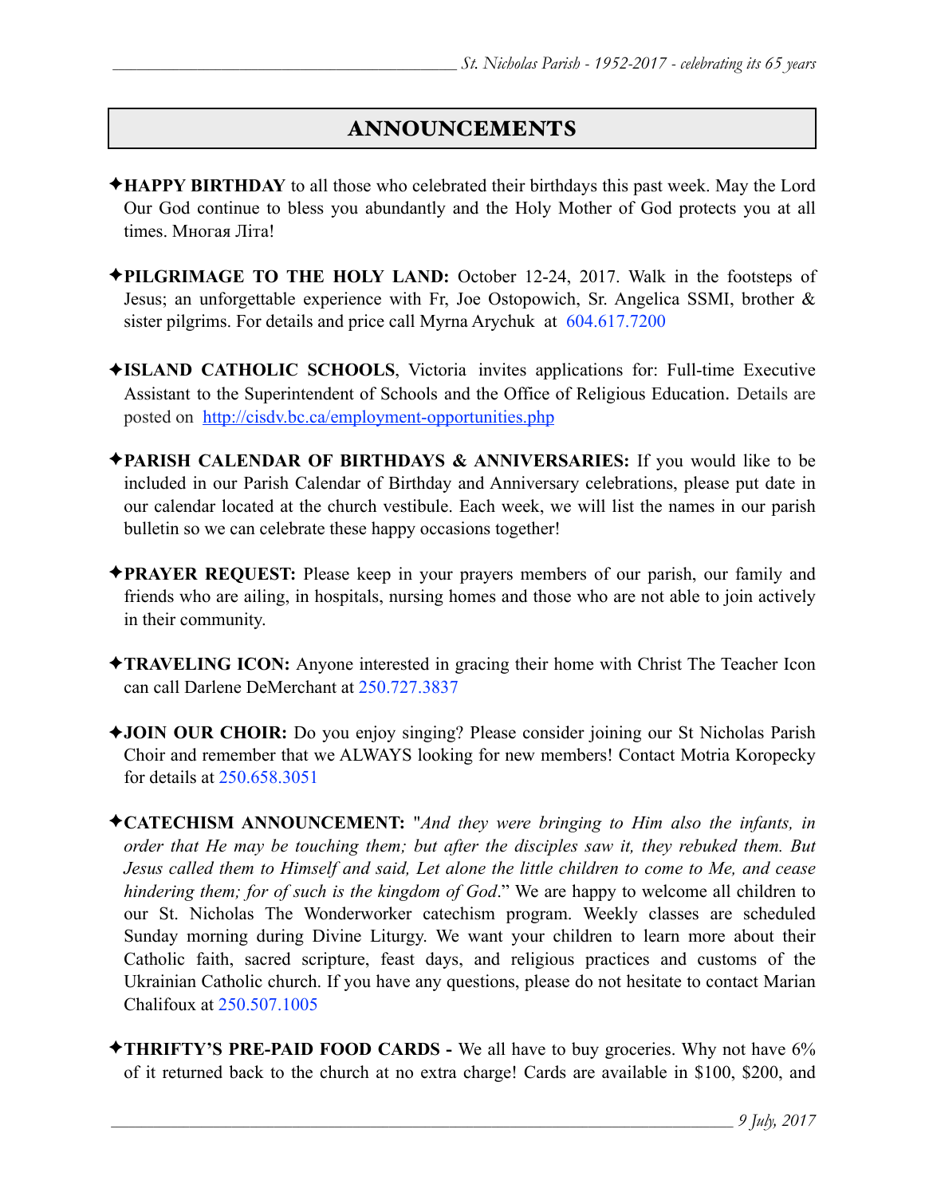# ANNOUNCEMENTS

✦**HAPPY BIRTHDAY** to all those who celebrated their birthdays this past week. May the Lord Our God continue to bless you abundantly and the Holy Mother of God protects you at all times. Многая Літа!

✦**PILGRIMAGE TO THE HOLY LAND:** October 12-24, 2017. Walk in the footsteps of Jesus; an unforgettable experience with Fr, Joe Ostopowich, Sr. Angelica SSMI, brother & sister pilgrims. For details and price call Myrna Arychuk at 604.617.7200

✦**ISLAND CATHOLIC SCHOOLS**, Victoria invites applications for: Full-time Executive Assistant to the Superintendent of Schools and the Office of Religious Education. Details are posted on http://cisdv.bc.ca/employment-opportunities.php

✦**PARISH CALENDAR OF BIRTHDAYS & ANNIVERSARIES:** If you would like to be included in our Parish Calendar of Birthday and Anniversary celebrations, please put date in our calendar located at the church vestibule. Each week, we will list the names in our parish bulletin so we can celebrate these happy occasions together!

✦**PRAYER REQUEST:** Please keep in your prayers members of our parish, our family and friends who are ailing, in hospitals, nursing homes and those who are not able to join actively in their community.

✦**TRAVELING ICON:** Anyone interested in gracing their home with Christ The Teacher Icon can call Darlene DeMerchant at 250.727.3837

✦**JOIN OUR CHOIR:** Do you enjoy singing? Please consider joining our St Nicholas Parish Choir and remember that we ALWAYS looking for new members! Contact Motria Koropecky for details at 250.658.3051

✦**CATECHISM ANNOUNCEMENT:** "*And they were bringing to Him also the infants, in order that He may be touching them; but after the disciples saw it, they rebuked them. But Jesus called them to Himself and said, Let alone the little children to come to Me, and cease hindering them; for of such is the kingdom of God*." We are happy to welcome all children to our St. Nicholas The Wonderworker catechism program. Weekly classes are scheduled Sunday morning during Divine Liturgy. We want your children to learn more about their Catholic faith, sacred scripture, feast days, and religious practices and customs of the Ukrainian Catholic church. If you have any questions, please do not hesitate to contact Marian Chalifoux at 250.507.1005

✦**THRIFTY'S PRE-PAID FOOD CARDS -** We all have to buy groceries. Why not have 6% of it returned back to the church at no extra charge! Cards are available in $100, $200, and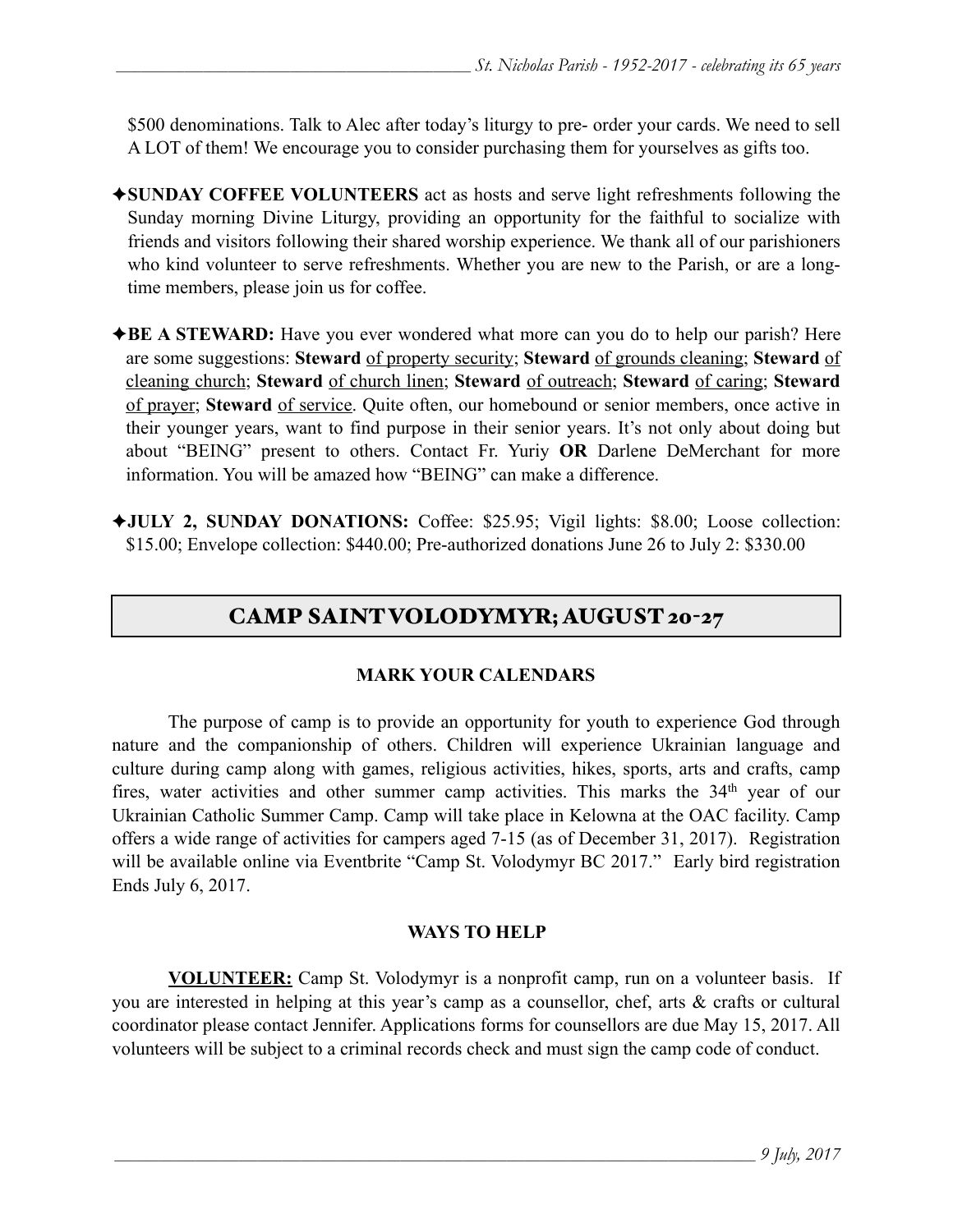$500 denominations. Talk to Alec after today's liturgy to pre- order your cards. We need to sell A LOT of them! We encourage you to consider purchasing them for yourselves as gifts too.

✦**SUNDAY COFFEE VOLUNTEERS** act as hosts and serve light refreshments following the Sunday morning Divine Liturgy, providing an opportunity for the faithful to socialize with friends and visitors following their shared worship experience. We thank all of our parishioners who kind volunteer to serve refreshments. Whether you are new to the Parish, or are a long-time members, please join us for coffee.

✦**BE A STEWARD:** Have you ever wondered what more can you do to help our parish? Here are some suggestions: **Steward** of property security; **Steward** of grounds cleaning; **Steward** of cleaning church; **Steward** of church linen; **Steward** of outreach; **Steward** of caring; **Steward** of prayer; **Steward** of service. Quite often, our homebound or senior members, once active in their younger years, want to find purpose in their senior years. It's not only about doing but about "BEING" present to others. Contact Fr. Yuriy **OR** Darlene DeMerchant for more information. You will be amazed how "BEING" can make a difference.

✦**JULY 2, SUNDAY DONATIONS:** Coffee: $25.95; Vigil lights: $8.00; Loose collection: $15.00; Envelope collection: $440.00; Pre-authorized donations June 26 to July 2: $330.00

## CAMP SAINT VOLODYMYR; AUGUST 20-27

**MARK YOUR CALENDARS**

The purpose of camp is to provide an opportunity for youth to experience God through nature and the companionship of others. Children will experience Ukrainian language and culture during camp along with games, religious activities, hikes, sports, arts and crafts, camp fires, water activities and other summer camp activities. This marks the 34th year of our Ukrainian Catholic Summer Camp. Camp will take place in Kelowna at the OAC facility. Camp offers a wide range of activities for campers aged 7-15 (as of December 31, 2017). Registration will be available online via Eventbrite "Camp St. Volodymyr BC 2017." Early bird registration Ends July 6, 2017.

**WAYS TO HELP**

**VOLUNTEER:** Camp St. Volodymyr is a nonprofit camp, run on a volunteer basis. If you are interested in helping at this year's camp as a counsellor, chef, arts & crafts or cultural coordinator please contact Jennifer. Applications forms for counsellors are due May 15, 2017. All volunteers will be subject to a criminal records check and must sign the camp code of conduct.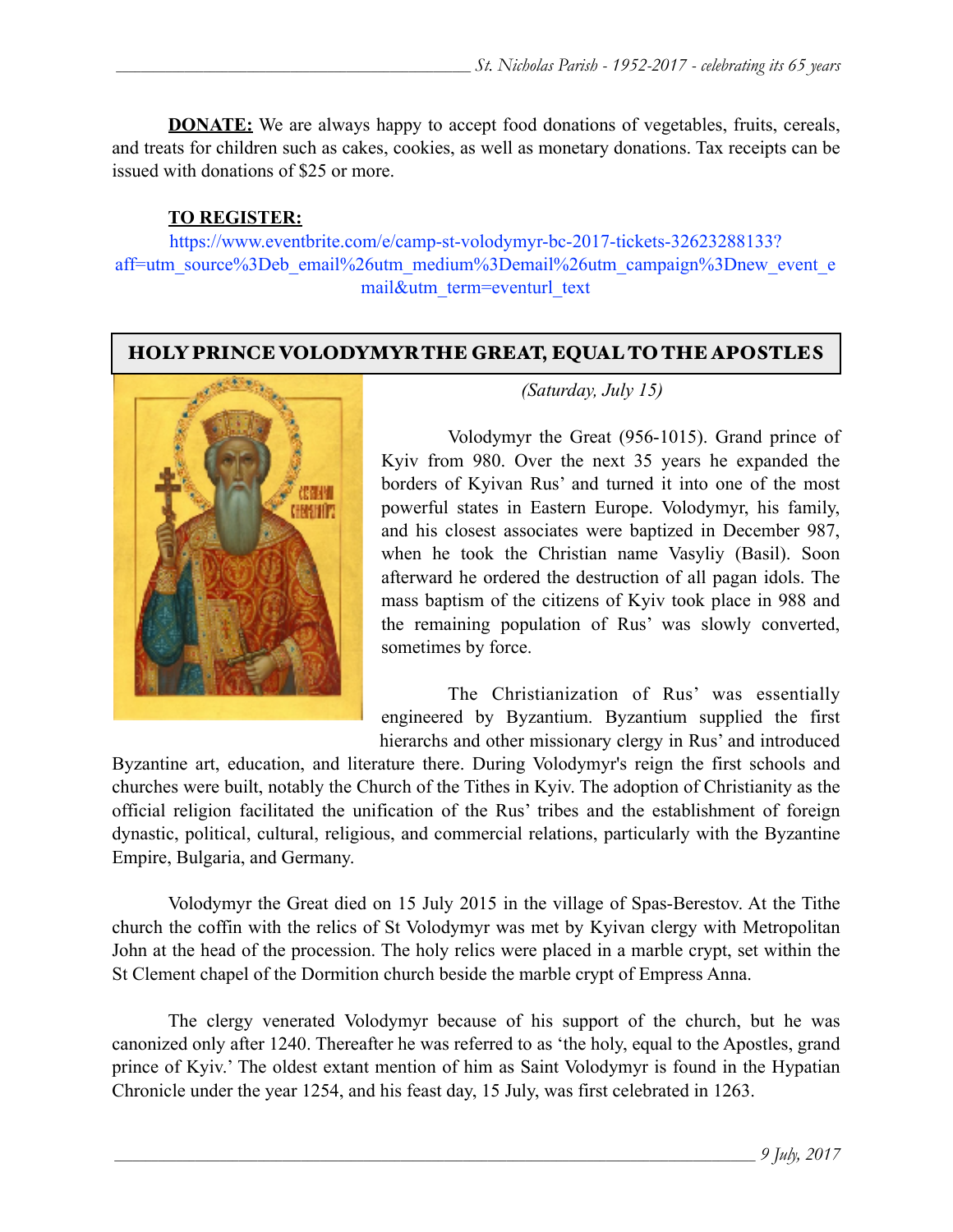**DONATE:** We are always happy to accept food donations of vegetables, fruits, cereals, and treats for children such as cakes, cookies, as well as monetary donations. Tax receipts can be issued with donations of $25 or more.

**TO REGISTER:**

https://www.eventbrite.com/e/camp-st-volodymyr-bc-2017-tickets-32623288133?aff=utm_source%3Deb_email%26utm_medium%3Demail%26utm_campaign%3Dnew_event_email&utm_term=eventurl_text

## HOLY PRINCE VOLODYMYR THE GREAT, EQUAL TO THE APOSTLES

*(Saturday, July 15)*

Volodymyr the Great (956-1015). Grand prince of Kyiv from 980. Over the next 35 years he expanded the borders of Kyivan Rus' and turned it into one of the most powerful states in Eastern Europe. Volodymyr, his family, and his closest associates were baptized in December 987, when he took the Christian name Vasyliy (Basil). Soon afterward he ordered the destruction of all pagan idols. The mass baptism of the citizens of Kyiv took place in 988 and the remaining population of Rus' was slowly converted, sometimes by force.

The Christianization of Rus' was essentially engineered by Byzantium. Byzantium supplied the first hierarchs and other missionary clergy in Rus' and introduced Byzantine art, education, and literature there. During Volodymyr's reign the first schools and churches were built, notably the Church of the Tithes in Kyiv. The adoption of Christianity as the official religion facilitated the unification of the Rus' tribes and the establishment of foreign dynastic, political, cultural, religious, and commercial relations, particularly with the Byzantine Empire, Bulgaria, and Germany.

Volodymyr the Great died on 15 July 2015 in the village of Spas-Berestov. At the Tithe church the coffin with the relics of St Volodymyr was met by Kyivan clergy with Metropolitan John at the head of the procession. The holy relics were placed in a marble crypt, set within the St Clement chapel of the Dormition church beside the marble crypt of Empress Anna.

The clergy venerated Volodymyr because of his support of the church, but he was canonized only after 1240. Thereafter he was referred to as 'the holy, equal to the Apostles, grand prince of Kyiv.' The oldest extant mention of him as Saint Volodymyr is found in the Hypatian Chronicle under the year 1254, and his feast day, 15 July, was first celebrated in 1263.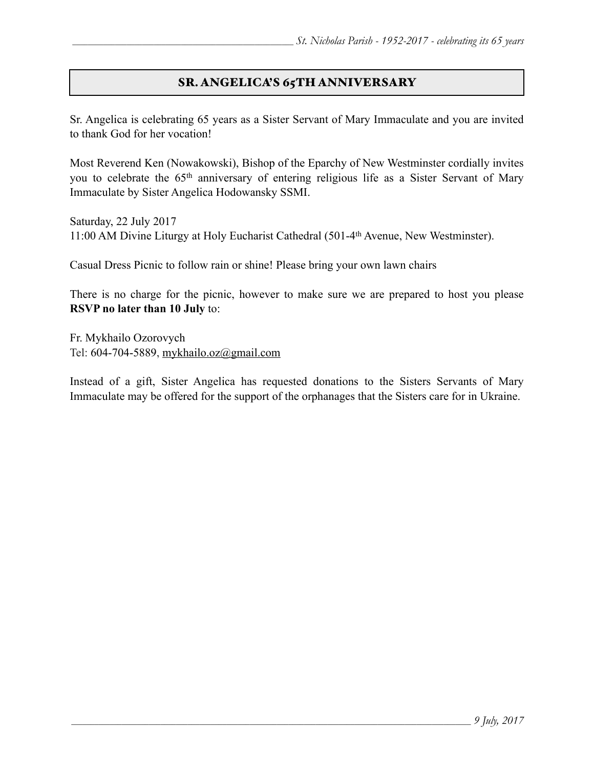## SR. ANGELICA'S 65TH ANNIVERSARY

Sr. Angelica is celebrating 65 years as a Sister Servant of Mary Immaculate and you are invited to thank God for her vocation!

Most Reverend Ken (Nowakowski), Bishop of the Eparchy of New Westminster cordially invites you to celebrate the 65th anniversary of entering religious life as a Sister Servant of Mary Immaculate by Sister Angelica Hodowansky SSMI.

Saturday, 22 July 2017
11:00 AM Divine Liturgy at Holy Eucharist Cathedral (501-4th Avenue, New Westminster).

Casual Dress Picnic to follow rain or shine! Please bring your own lawn chairs

There is no charge for the picnic, however to make sure we are prepared to host you please **RSVP no later than 10 July** to:

Fr. Mykhailo Ozorovych
Tel: 604-704-5889, mykhailo.oz@gmail.com

Instead of a gift, Sister Angelica has requested donations to the Sisters Servants of Mary Immaculate may be offered for the support of the orphanages that the Sisters care for in Ukraine.